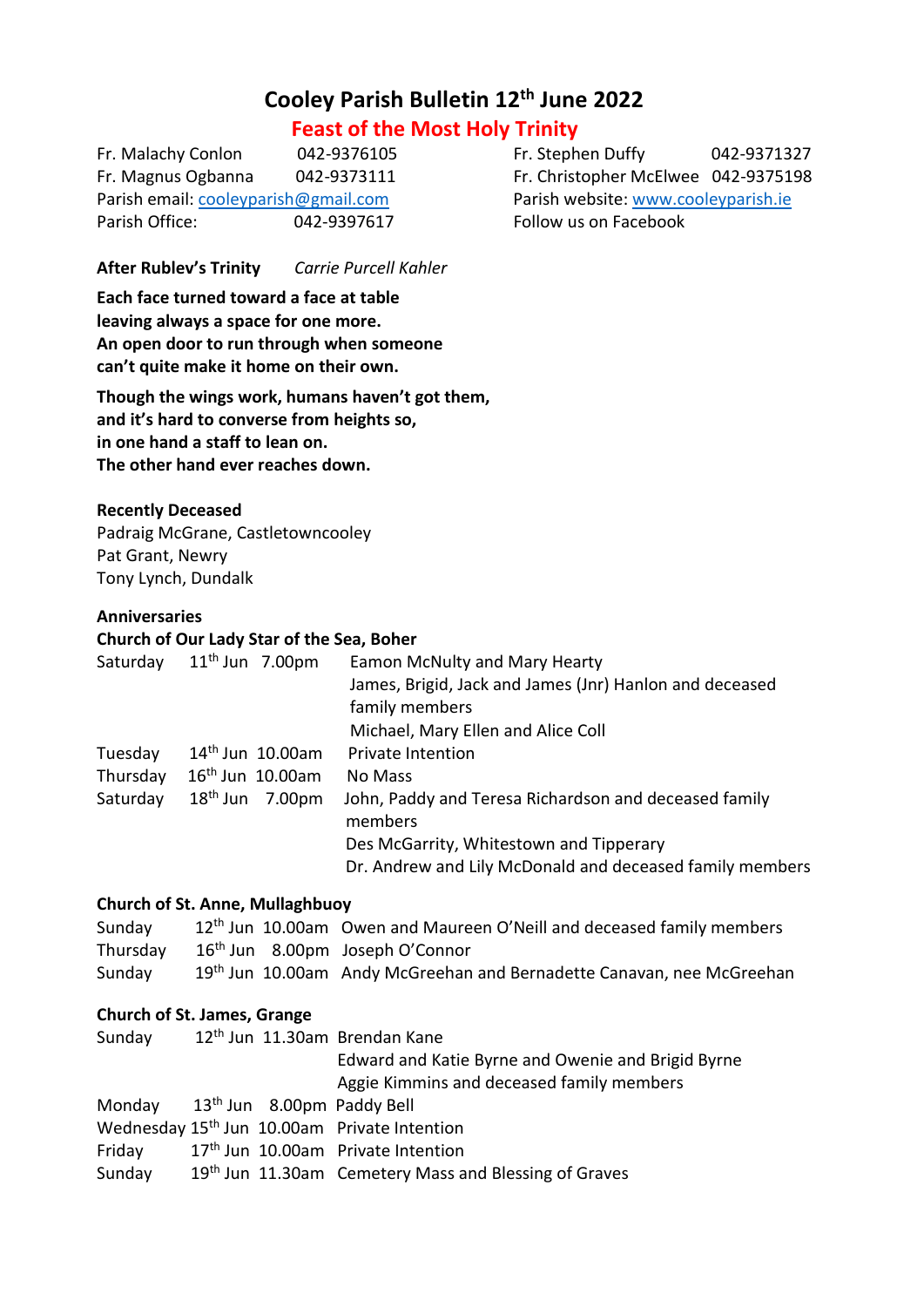# Cooley Parish Bulletin 12th June 2022

## Feast of the Most Holy Trinity

Fr. Malachy Conlon 042-9376105
Fr. Magnus Ogbanna 042-9373111
Parish email: cooleyparish@gmail.com
Parish Office: 042-9397617

Fr. Stephen Duffy 042-9371327
Fr. Christopher McElwee 042-9375198
Parish website: www.cooleyparish.ie
Follow us on Facebook

**After Rublev's Trinity** *Carrie Purcell Kahler*

**Each face turned toward a face at table**
**leaving always a space for one more.**
**An open door to run through when someone**
**can't quite make it home on their own.**

**Though the wings work, humans haven't got them,**
**and it's hard to converse from heights so,**
**in one hand a staff to lean on.**
**The other hand ever reaches down.**

**Recently Deceased**

Padraig McGrane, Castletowncooley
Pat Grant, Newry
Tony Lynch, Dundalk

**Anniversaries**

**Church of Our Lady Star of the Sea, Boher**

| | | | |
|---|---|---|---|
| Saturday | 11th Jun | 7.00pm | Eamon McNulty and Mary Hearty |
| | | | James, Brigid, Jack and James (Jnr) Hanlon and deceased family members |
| | | | Michael, Mary Ellen and Alice Coll |
| Tuesday | 14th Jun | 10.00am | Private Intention |
| Thursday | 16th Jun | 10.00am | No Mass |
| Saturday | 18th Jun | 7.00pm | John, Paddy and Teresa Richardson and deceased family members |
| | | | Des McGarrity, Whitestown and Tipperary |
| | | | Dr. Andrew and Lily McDonald and deceased family members |

**Church of St. Anne, Mullaghbuoy**

| | | | |
|---|---|---|---|
| Sunday | 12th Jun | 10.00am | Owen and Maureen O'Neill and deceased family members |
| Thursday | 16th Jun | 8.00pm | Joseph O'Connor |
| Sunday | 19th Jun | 10.00am | Andy McGreehan and Bernadette Canavan, nee McGreehan |

**Church of St. James, Grange**

| | | | |
|---|---|---|---|
| Sunday | 12th Jun | 11.30am | Brendan Kane |
| | | | Edward and Katie Byrne and Owenie and Brigid Byrne |
| | | | Aggie Kimmins and deceased family members |
| Monday | 13th Jun | 8.00pm | Paddy Bell |
| Wednesday | 15th Jun | 10.00am | Private Intention |
| Friday | 17th Jun | 10.00am | Private Intention |
| Sunday | 19th Jun | 11.30am | Cemetery Mass and Blessing of Graves |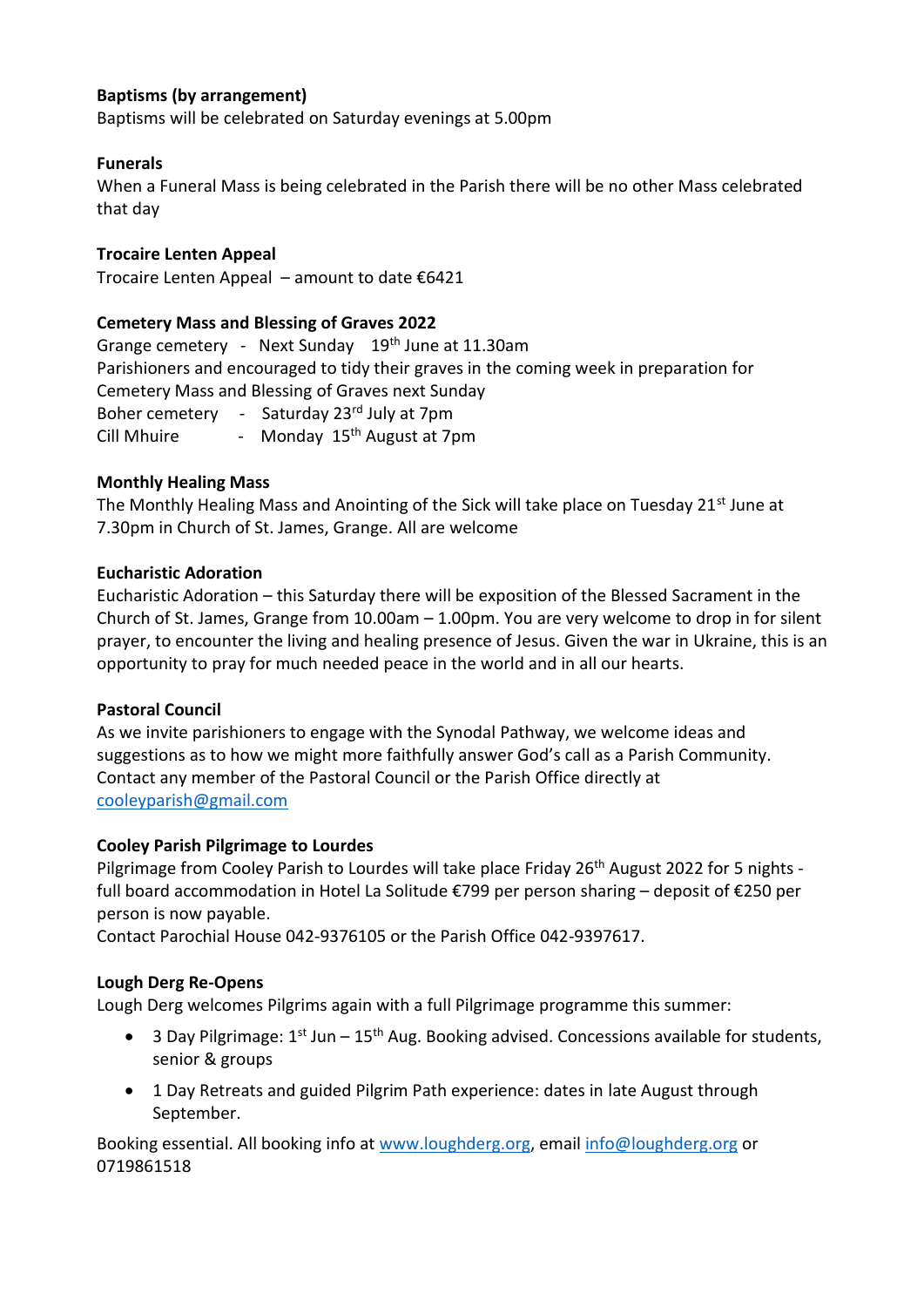**Baptisms (by arrangement)**
Baptisms will be celebrated on Saturday evenings at 5.00pm

**Funerals**
When a Funeral Mass is being celebrated in the Parish there will be no other Mass celebrated that day

**Trocaire Lenten Appeal**
Trocaire Lenten Appeal – amount to date €6421

**Cemetery Mass and Blessing of Graves 2022**
Grange cemetery - Next Sunday 19th June at 11.30am
Parishioners and encouraged to tidy their graves in the coming week in preparation for Cemetery Mass and Blessing of Graves next Sunday
Boher cemetery - Saturday 23rd July at 7pm
Cill Mhuire - Monday 15th August at 7pm

**Monthly Healing Mass**
The Monthly Healing Mass and Anointing of the Sick will take place on Tuesday 21st June at 7.30pm in Church of St. James, Grange. All are welcome

**Eucharistic Adoration**
Eucharistic Adoration – this Saturday there will be exposition of the Blessed Sacrament in the Church of St. James, Grange from 10.00am – 1.00pm. You are very welcome to drop in for silent prayer, to encounter the living and healing presence of Jesus. Given the war in Ukraine, this is an opportunity to pray for much needed peace in the world and in all our hearts.

**Pastoral Council**
As we invite parishioners to engage with the Synodal Pathway, we welcome ideas and suggestions as to how we might more faithfully answer God's call as a Parish Community. Contact any member of the Pastoral Council or the Parish Office directly at cooleyparish@gmail.com

**Cooley Parish Pilgrimage to Lourdes**
Pilgrimage from Cooley Parish to Lourdes will take place Friday 26th August 2022 for 5 nights - full board accommodation in Hotel La Solitude €799 per person sharing – deposit of €250 per person is now payable.
Contact Parochial House 042-9376105 or the Parish Office 042-9397617.

**Lough Derg Re-Opens**
Lough Derg welcomes Pilgrims again with a full Pilgrimage programme this summer:

- 3 Day Pilgrimage: 1st Jun – 15th Aug. Booking advised. Concessions available for students, senior & groups
- 1 Day Retreats and guided Pilgrim Path experience: dates in late August through September.

Booking essential. All booking info at www.loughderg.org, email info@loughderg.org or 0719861518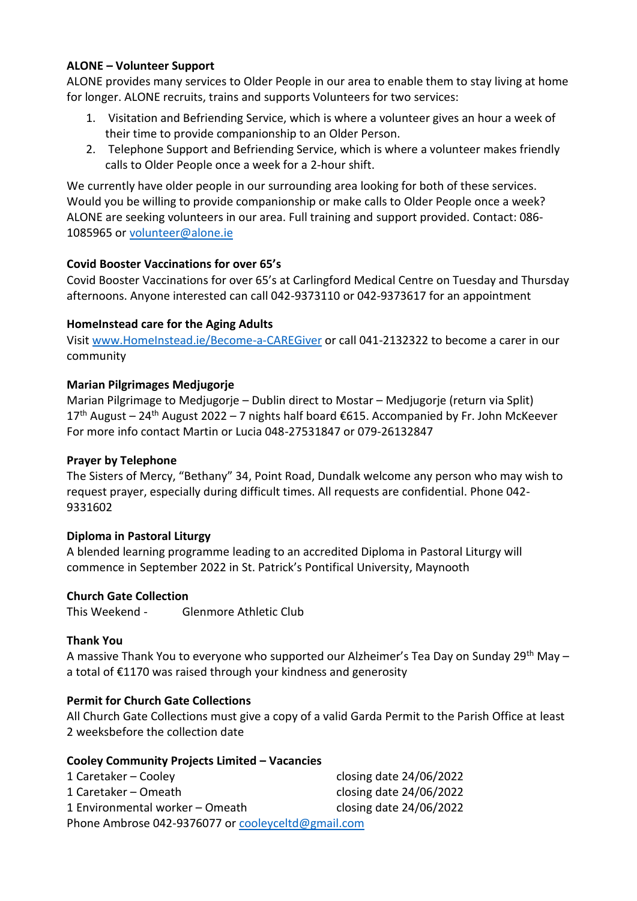**ALONE – Volunteer Support**

ALONE provides many services to Older People in our area to enable them to stay living at home for longer. ALONE recruits, trains and supports Volunteers for two services:

1. Visitation and Befriending Service, which is where a volunteer gives an hour a week of their time to provide companionship to an Older Person.
2. Telephone Support and Befriending Service, which is where a volunteer makes friendly calls to Older People once a week for a 2-hour shift.

We currently have older people in our surrounding area looking for both of these services. Would you be willing to provide companionship or make calls to Older People once a week? ALONE are seeking volunteers in our area. Full training and support provided. Contact: 086-1085965 or volunteer@alone.ie

**Covid Booster Vaccinations for over 65's**

Covid Booster Vaccinations for over 65's at Carlingford Medical Centre on Tuesday and Thursday afternoons. Anyone interested can call 042-9373110 or 042-9373617 for an appointment

**HomeInstead care for the Aging Adults**

Visit www.HomeInstead.ie/Become-a-CAREGiver or call 041-2132322 to become a carer in our community

**Marian Pilgrimages Medjugorje**

Marian Pilgrimage to Medjugorje – Dublin direct to Mostar – Medjugorje (return via Split) 17th August – 24th August 2022 – 7 nights half board €615. Accompanied by Fr. John McKeever For more info contact Martin or Lucia 048-27531847 or 079-26132847

**Prayer by Telephone**

The Sisters of Mercy, "Bethany" 34, Point Road, Dundalk welcome any person who may wish to request prayer, especially during difficult times. All requests are confidential. Phone 042-9331602

**Diploma in Pastoral Liturgy**

A blended learning programme leading to an accredited Diploma in Pastoral Liturgy will commence in September 2022 in St. Patrick's Pontifical University, Maynooth

**Church Gate Collection**

This Weekend - Glenmore Athletic Club

**Thank You**

A massive Thank You to everyone who supported our Alzheimer's Tea Day on Sunday 29th May – a total of €1170 was raised through your kindness and generosity

**Permit for Church Gate Collections**

All Church Gate Collections must give a copy of a valid Garda Permit to the Parish Office at least 2 weeksbefore the collection date

**Cooley Community Projects Limited – Vacancies**

1 Caretaker – Cooley closing date 24/06/2022
1 Caretaker – Omeath closing date 24/06/2022
1 Environmental worker – Omeath closing date 24/06/2022
Phone Ambrose 042-9376077 or cooleyceltd@gmail.com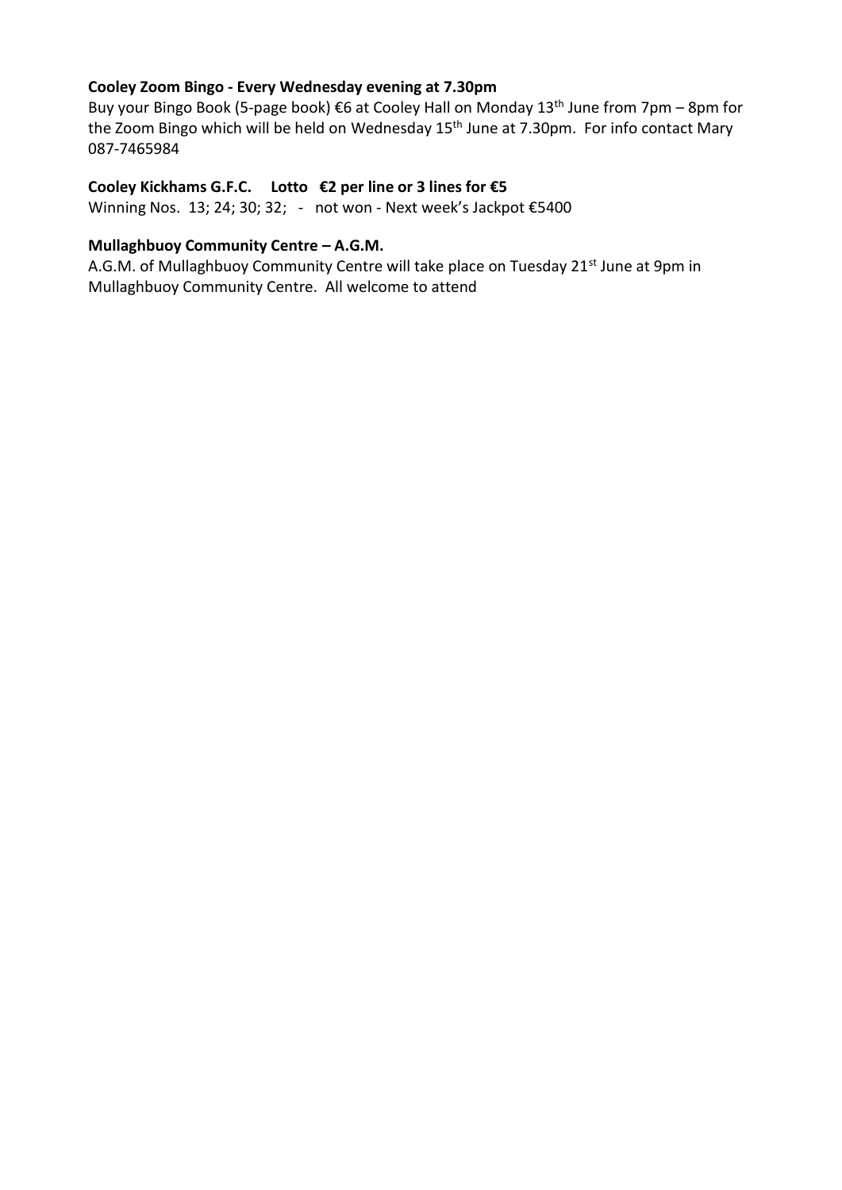**Cooley Zoom Bingo - Every Wednesday evening at 7.30pm**

Buy your Bingo Book (5-page book) €6 at Cooley Hall on Monday 13th June from 7pm – 8pm for the Zoom Bingo which will be held on Wednesday 15th June at 7.30pm. For info contact Mary 087-7465984

**Cooley Kickhams G.F.C. Lotto €2 per line or 3 lines for €5**

Winning Nos. 13; 24; 30; 32; - not won - Next week's Jackpot €5400

**Mullaghbuoy Community Centre – A.G.M.**

A.G.M. of Mullaghbuoy Community Centre will take place on Tuesday 21st June at 9pm in Mullaghbuoy Community Centre. All welcome to attend